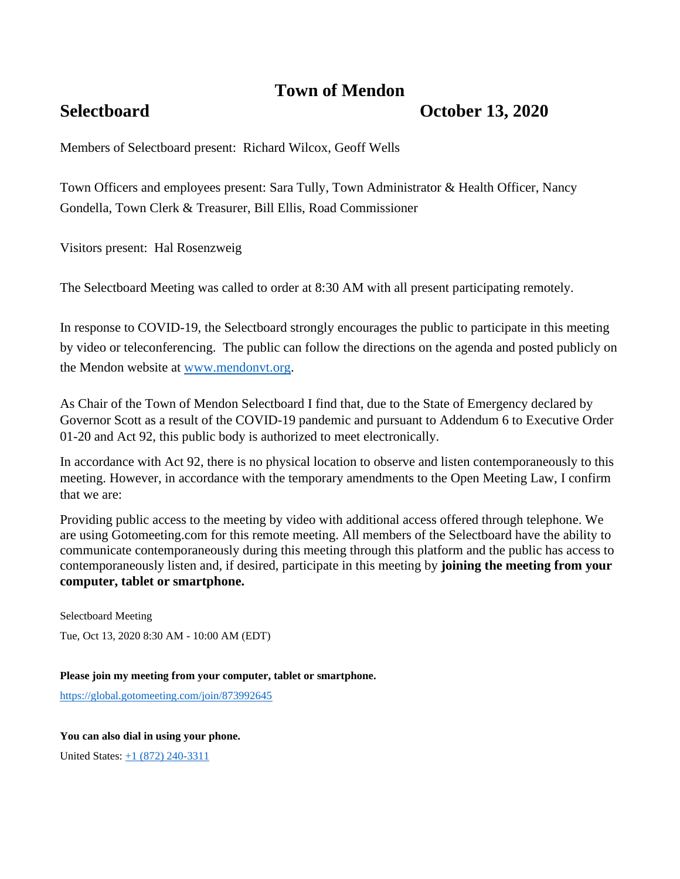# Town of Mendon

## Selectboard October 13, 2020

Members of Selectboard present: Richard Wilcox, Geoff Wells

Town Officers and employees present: Sara Tully, Town Administrator & Health Officer, Nancy Gondella, Town Clerk & Treasurer, Bill Ellis, Road Commissioner

Visitors present: Hal Rosenzweig

The Selectboard Meeting was called to order at 8:30 AM with all present participating remotely.

In response to COVID-19, the Selectboard strongly encourages the public to participate in this meeting by video or teleconferencing. The public can follow the directions on the agenda and posted publicly on the Mendon website at [www.mendonvt.org](http://www.mendonvt.org).

As Chair of the Town of Mendon Selectboard I find that, due to the State of Emergency declared by Governor Scott as a result of the COVID-19 pandemic and pursuant to Addendum 6 to Executive Order 01-20 and Act 92, this public body is authorized to meet electronically.

In accordance with Act 92, there is no physical location to observe and listen contemporaneously to this meeting. However, in accordance with the temporary amendments to the Open Meeting Law, I confirm that we are:

Providing public access to the meeting by video with additional access offered through telephone. We are using Gotomeeting.com for this remote meeting. All members of the Selectboard have the ability to communicate contemporaneously during this meeting through this platform and the public has access to contemporaneously listen and, if desired, participate in this meeting by **joining the meeting from your computer, tablet or smartphone.**

Selectboard Meeting

Tue, Oct 13, 2020 8:30 AM - 10:00 AM (EDT)

**Please join my meeting from your computer, tablet or smartphone.**

[https://global.gotomeeting.com/join/873992645](https://global.gotomeeting.com/join/873992645)

**You can also dial in using your phone.**

United States: +1 (872) 240-3311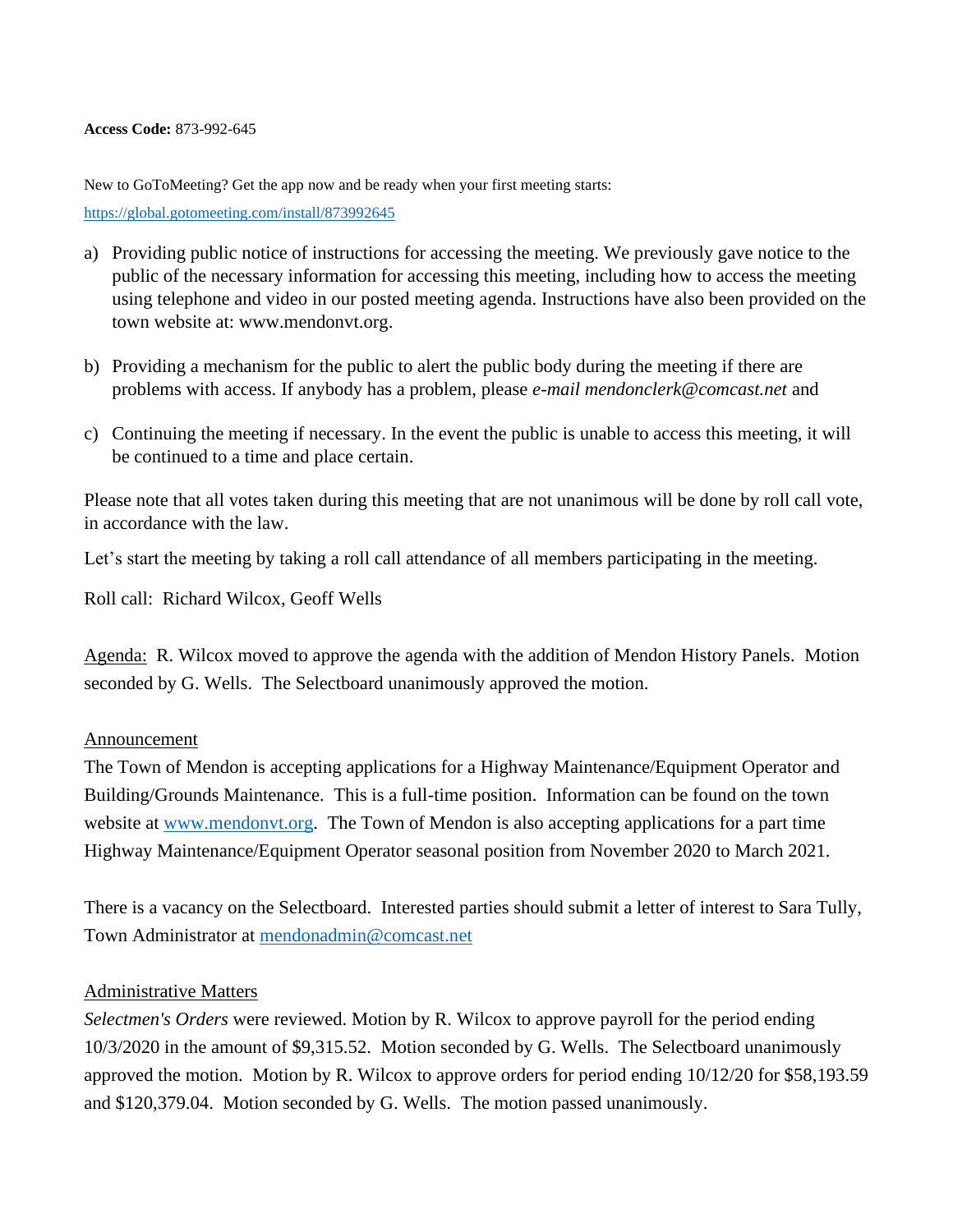**Access Code:** 873-992-645

New to GoToMeeting? Get the app now and be ready when your first meeting starts: https://global.gotomeeting.com/install/873992645

a) Providing public notice of instructions for accessing the meeting. We previously gave notice to the public of the necessary information for accessing this meeting, including how to access the meeting using telephone and video in our posted meeting agenda. Instructions have also been provided on the town website at: www.mendonvt.org.

b) Providing a mechanism for the public to alert the public body during the meeting if there are problems with access. If anybody has a problem, please *e-mail mendonclerk@comcast.net* and

c) Continuing the meeting if necessary. In the event the public is unable to access this meeting, it will be continued to a time and place certain.

Please note that all votes taken during this meeting that are not unanimous will be done by roll call vote, in accordance with the law.

Let's start the meeting by taking a roll call attendance of all members participating in the meeting.

Roll call: Richard Wilcox, Geoff Wells

Agenda: R. Wilcox moved to approve the agenda with the addition of Mendon History Panels. Motion seconded by G. Wells. The Selectboard unanimously approved the motion.

Announcement

The Town of Mendon is accepting applications for a Highway Maintenance/Equipment Operator and Building/Grounds Maintenance. This is a full-time position. Information can be found on the town website at www.mendonvt.org. The Town of Mendon is also accepting applications for a part time Highway Maintenance/Equipment Operator seasonal position from November 2020 to March 2021.

There is a vacancy on the Selectboard. Interested parties should submit a letter of interest to Sara Tully, Town Administrator at mendonadmin@comcast.net

Administrative Matters

*Selectmen's Orders* were reviewed. Motion by R. Wilcox to approve payroll for the period ending 10/3/2020 in the amount of $9,315.52. Motion seconded by G. Wells. The Selectboard unanimously approved the motion. Motion by R. Wilcox to approve orders for period ending 10/12/20 for $58,193.59 and $120,379.04. Motion seconded by G. Wells. The motion passed unanimously.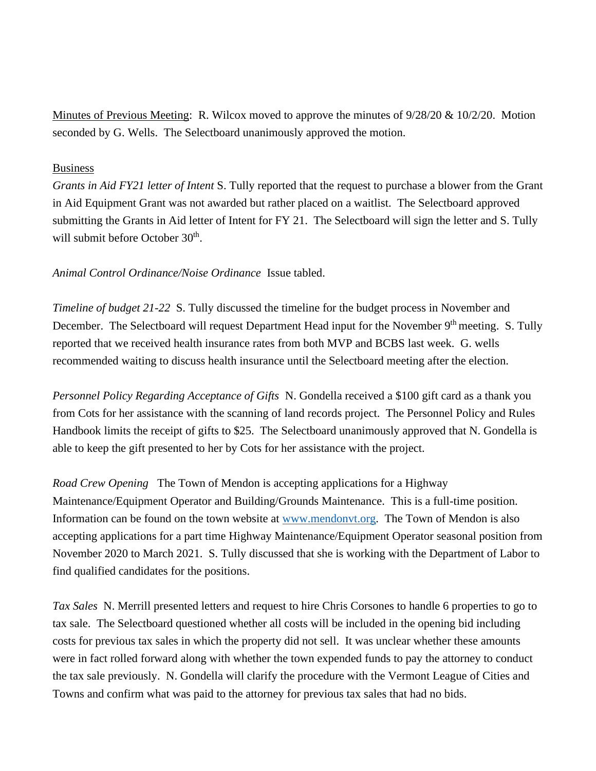Minutes of Previous Meeting: R. Wilcox moved to approve the minutes of 9/28/20 & 10/2/20. Motion seconded by G. Wells. The Selectboard unanimously approved the motion.

Business

*Grants in Aid FY21 letter of Intent* S. Tully reported that the request to purchase a blower from the Grant in Aid Equipment Grant was not awarded but rather placed on a waitlist. The Selectboard approved submitting the Grants in Aid letter of Intent for FY 21. The Selectboard will sign the letter and S. Tully will submit before October 30th.

*Animal Control Ordinance/Noise Ordinance* Issue tabled.

*Timeline of budget 21-22* S. Tully discussed the timeline for the budget process in November and December. The Selectboard will request Department Head input for the November 9th meeting. S. Tully reported that we received health insurance rates from both MVP and BCBS last week. G. wells recommended waiting to discuss health insurance until the Selectboard meeting after the election.

*Personnel Policy Regarding Acceptance of Gifts* N. Gondella received a $100 gift card as a thank you from Cots for her assistance with the scanning of land records project. The Personnel Policy and Rules Handbook limits the receipt of gifts to $25. The Selectboard unanimously approved that N. Gondella is able to keep the gift presented to her by Cots for her assistance with the project.

*Road Crew Opening* The Town of Mendon is accepting applications for a Highway Maintenance/Equipment Operator and Building/Grounds Maintenance. This is a full-time position. Information can be found on the town website at [www.mendonvt.org](http://www.mendonvt.org). The Town of Mendon is also accepting applications for a part time Highway Maintenance/Equipment Operator seasonal position from November 2020 to March 2021. S. Tully discussed that she is working with the Department of Labor to find qualified candidates for the positions.

*Tax Sales* N. Merrill presented letters and request to hire Chris Corsones to handle 6 properties to go to tax sale. The Selectboard questioned whether all costs will be included in the opening bid including costs for previous tax sales in which the property did not sell. It was unclear whether these amounts were in fact rolled forward along with whether the town expended funds to pay the attorney to conduct the tax sale previously. N. Gondella will clarify the procedure with the Vermont League of Cities and Towns and confirm what was paid to the attorney for previous tax sales that had no bids.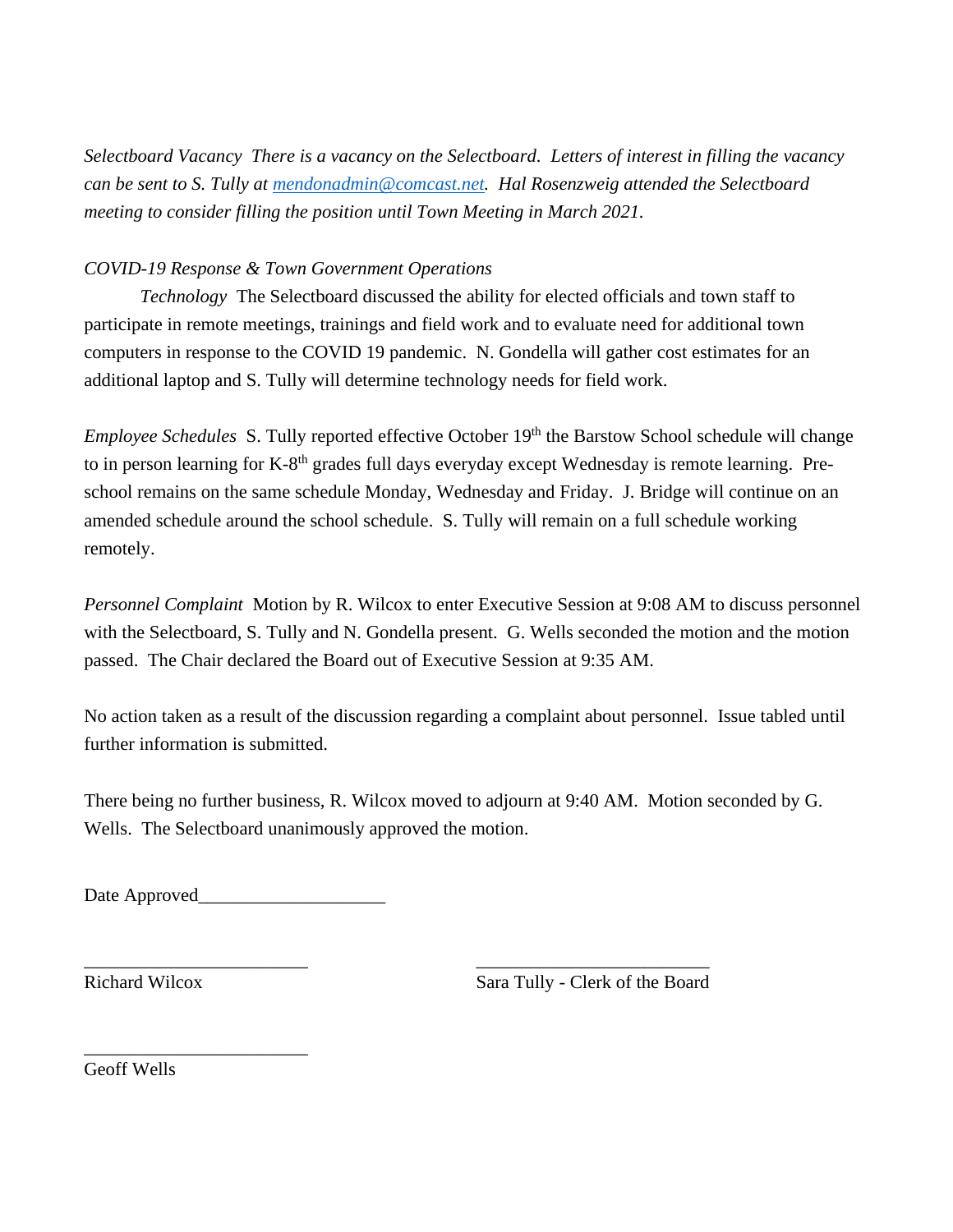*Selectboard Vacancy There is a vacancy on the Selectboard. Letters of interest in filling the vacancy can be sent to S. Tully at [mendonadmin@comcast.net](mailto:mendonadmin@comcast.net). Hal Rosenzweig attended the Selectboard meeting to consider filling the position until Town Meeting in March 2021.*

*COVID-19 Response & Town Government Operations*

*Technology* The Selectboard discussed the ability for elected officials and town staff to participate in remote meetings, trainings and field work and to evaluate need for additional town computers in response to the COVID 19 pandemic. N. Gondella will gather cost estimates for an additional laptop and S. Tully will determine technology needs for field work.

*Employee Schedules* S. Tully reported effective October 19th the Barstow School schedule will change to in person learning for K-8th grades full days everyday except Wednesday is remote learning. Pre-school remains on the same schedule Monday, Wednesday and Friday. J. Bridge will continue on an amended schedule around the school schedule. S. Tully will remain on a full schedule working remotely.

*Personnel Complaint* Motion by R. Wilcox to enter Executive Session at 9:08 AM to discuss personnel with the Selectboard, S. Tully and N. Gondella present. G. Wells seconded the motion and the motion passed. The Chair declared the Board out of Executive Session at 9:35 AM.

No action taken as a result of the discussion regarding a complaint about personnel. Issue tabled until further information is submitted.

There being no further business, R. Wilcox moved to adjourn at 9:40 AM. Motion seconded by G. Wells. The Selectboard unanimously approved the motion.

Date Approved____________________

________________________
Richard Wilcox

________________________
Sara Tully - Clerk of the Board

________________________
Geoff Wells